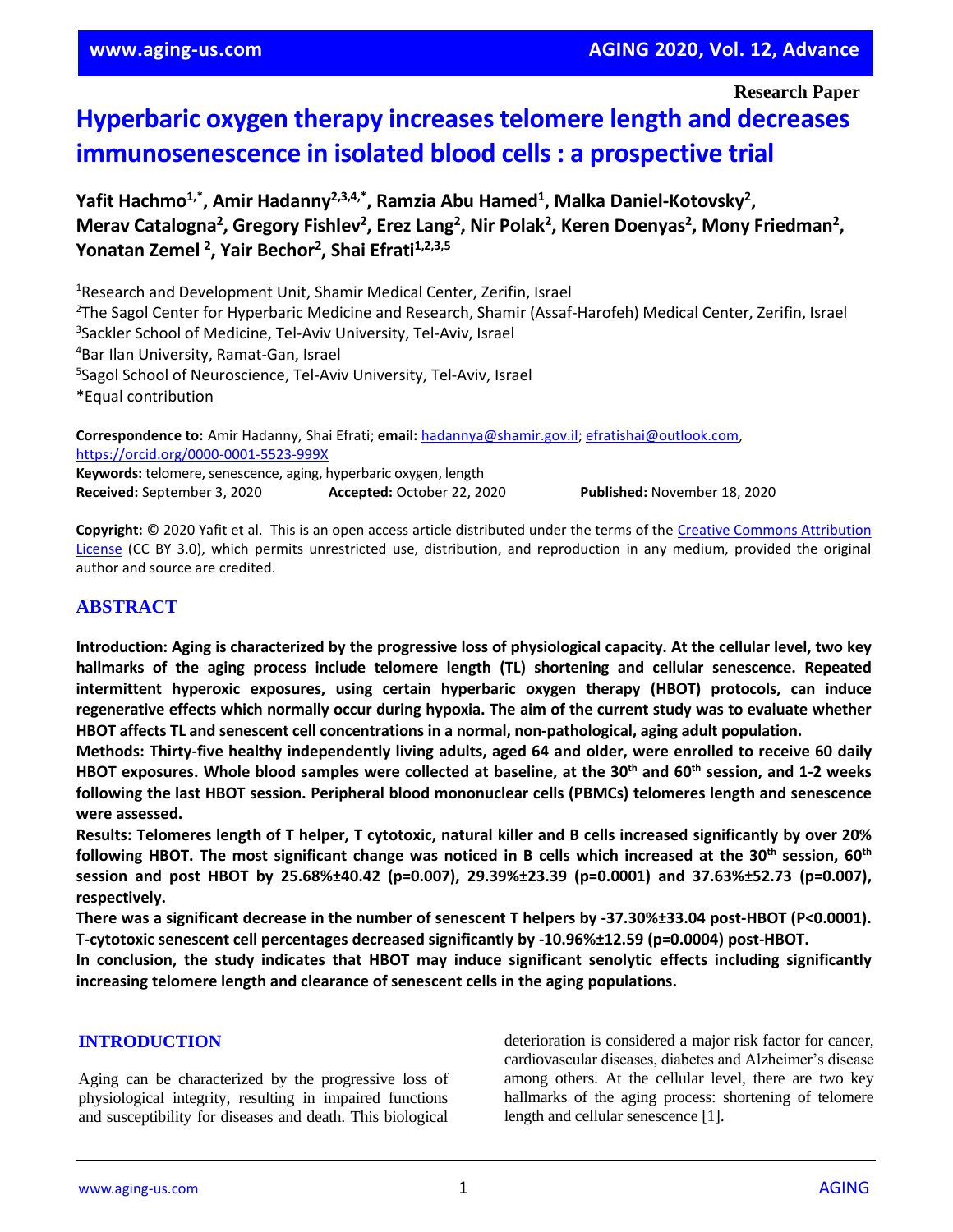Research Paper

# Hyperbaric oxygen therapy increases telomere length and decreases immunosenescence in isolated blood cells : a prospective trial

**Yafit Hachmo[1,*], Amir Hadanny[2,3,4,*], Ramzia Abu Hamed[1], Malka Daniel-Kotovsky[2], Merav Catalogna[2], Gregory Fishlev[2], Erez Lang[2], Nir Polak[2], Keren Doenyas[2], Mony Friedman[2], Yonatan Zemel [2], Yair Bechor[2], Shai Efrati[1,2,3,5]**

[1]Research and Development Unit, Shamir Medical Center, Zerifin, Israel
[2]The Sagol Center for Hyperbaric Medicine and Research, Shamir (Assaf-Harofeh) Medical Center, Zerifin, Israel
[3]Sackler School of Medicine, Tel-Aviv University, Tel-Aviv, Israel
[4]Bar Ilan University, Ramat-Gan, Israel
[5]Sagol School of Neuroscience, Tel-Aviv University, Tel-Aviv, Israel
*Equal contribution

**Correspondence to:** Amir Hadanny, Shai Efrati; **email:** hadannya@shamir.gov.il; efratishai@outlook.com, https://orcid.org/0000-0001-5523-999X
**Keywords:** telomere, senescence, aging, hyperbaric oxygen, length
**Received:** September 3, 2020 **Accepted:** October 22, 2020 **Published:** November 18, 2020

**Copyright:** © 2020 Yafit et al. This is an open access article distributed under the terms of the Creative Commons Attribution License (CC BY 3.0), which permits unrestricted use, distribution, and reproduction in any medium, provided the original author and source are credited.

## ABSTRACT

**Introduction: Aging is characterized by the progressive loss of physiological capacity. At the cellular level, two key hallmarks of the aging process include telomere length (TL) shortening and cellular senescence. Repeated intermittent hyperoxic exposures, using certain hyperbaric oxygen therapy (HBOT) protocols, can induce regenerative effects which normally occur during hypoxia. The aim of the current study was to evaluate whether HBOT affects TL and senescent cell concentrations in a normal, non-pathological, aging adult population.**

**Methods: Thirty-five healthy independently living adults, aged 64 and older, were enrolled to receive 60 daily HBOT exposures. Whole blood samples were collected at baseline, at the 30th and 60th session, and 1-2 weeks following the last HBOT session. Peripheral blood mononuclear cells (PBMCs) telomeres length and senescence were assessed.**

**Results: Telomeres length of T helper, T cytotoxic, natural killer and B cells increased significantly by over 20% following HBOT. The most significant change was noticed in B cells which increased at the 30th session, 60th session and post HBOT by 25.68%±40.42 (p=0.007), 29.39%±23.39 (p=0.0001) and 37.63%±52.73 (p=0.007), respectively.**

**There was a significant decrease in the number of senescent T helpers by -37.30%±33.04 post-HBOT (P<0.0001). T-cytotoxic senescent cell percentages decreased significantly by -10.96%±12.59 (p=0.0004) post-HBOT.**

**In conclusion, the study indicates that HBOT may induce significant senolytic effects including significantly increasing telomere length and clearance of senescent cells in the aging populations.**

## INTRODUCTION

Aging can be characterized by the progressive loss of physiological integrity, resulting in impaired functions and susceptibility for diseases and death. This biological deterioration is considered a major risk factor for cancer, cardiovascular diseases, diabetes and Alzheimer's disease among others. At the cellular level, there are two key hallmarks of the aging process: shortening of telomere length and cellular senescence [1].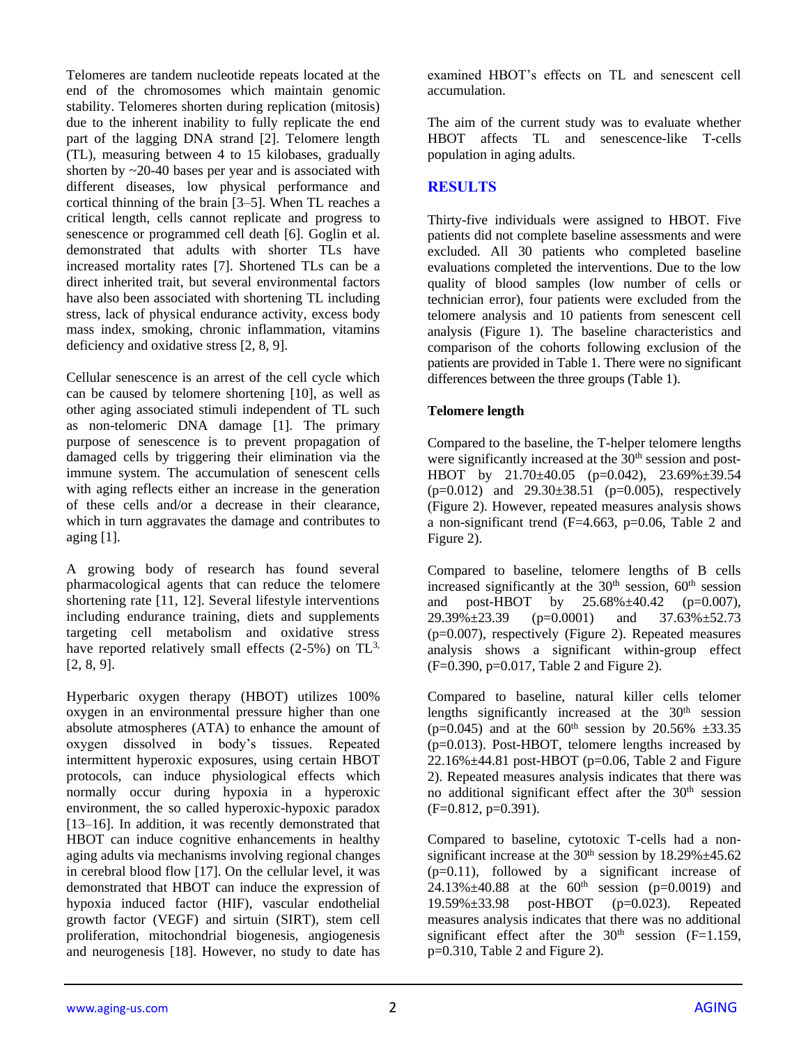Telomeres are tandem nucleotide repeats located at the end of the chromosomes which maintain genomic stability. Telomeres shorten during replication (mitosis) due to the inherent inability to fully replicate the end part of the lagging DNA strand [2]. Telomere length (TL), measuring between 4 to 15 kilobases, gradually shorten by ~20-40 bases per year and is associated with different diseases, low physical performance and cortical thinning of the brain [3–5]. When TL reaches a critical length, cells cannot replicate and progress to senescence or programmed cell death [6]. Goglin et al. demonstrated that adults with shorter TLs have increased mortality rates [7]. Shortened TLs can be a direct inherited trait, but several environmental factors have also been associated with shortening TL including stress, lack of physical endurance activity, excess body mass index, smoking, chronic inflammation, vitamins deficiency and oxidative stress [2, 8, 9].

Cellular senescence is an arrest of the cell cycle which can be caused by telomere shortening [10], as well as other aging associated stimuli independent of TL such as non-telomeric DNA damage [1]. The primary purpose of senescence is to prevent propagation of damaged cells by triggering their elimination via the immune system. The accumulation of senescent cells with aging reflects either an increase in the generation of these cells and/or a decrease in their clearance, which in turn aggravates the damage and contributes to aging [1].

A growing body of research has found several pharmacological agents that can reduce the telomere shortening rate [11, 12]. Several lifestyle interventions including endurance training, diets and supplements targeting cell metabolism and oxidative stress have reported relatively small effects (2-5%) on TL[3,] [2, 8, 9].

Hyperbaric oxygen therapy (HBOT) utilizes 100% oxygen in an environmental pressure higher than one absolute atmospheres (ATA) to enhance the amount of oxygen dissolved in body's tissues. Repeated intermittent hyperoxic exposures, using certain HBOT protocols, can induce physiological effects which normally occur during hypoxia in a hyperoxic environment, the so called hyperoxic-hypoxic paradox [13–16]. In addition, it was recently demonstrated that HBOT can induce cognitive enhancements in healthy aging adults via mechanisms involving regional changes in cerebral blood flow [17]. On the cellular level, it was demonstrated that HBOT can induce the expression of hypoxia induced factor (HIF), vascular endothelial growth factor (VEGF) and sirtuin (SIRT), stem cell proliferation, mitochondrial biogenesis, angiogenesis and neurogenesis [18]. However, no study to date has examined HBOT's effects on TL and senescent cell accumulation.

The aim of the current study was to evaluate whether HBOT affects TL and senescence-like T-cells population in aging adults.

## RESULTS

Thirty-five individuals were assigned to HBOT. Five patients did not complete baseline assessments and were excluded. All 30 patients who completed baseline evaluations completed the interventions. Due to the low quality of blood samples (low number of cells or technician error), four patients were excluded from the telomere analysis and 10 patients from senescent cell analysis (Figure 1). The baseline characteristics and comparison of the cohorts following exclusion of the patients are provided in Table 1. There were no significant differences between the three groups (Table 1).

### Telomere length

Compared to the baseline, the T-helper telomere lengths were significantly increased at the 30th session and post-HBOT by 21.70±40.05 ($p=0.042$), 23.69%±39.54 ($p=0.012$) and 29.30±38.51 ($p=0.005$), respectively (Figure 2). However, repeated measures analysis shows a non-significant trend ($F=4.663$, $p=0.06$, Table 2 and Figure 2).

Compared to baseline, telomere lengths of B cells increased significantly at the 30th session, 60th session and post-HBOT by 25.68%±40.42 ($p=0.007$), 29.39%±23.39 ($p=0.0001$) and 37.63%±52.73 ($p=0.007$), respectively (Figure 2). Repeated measures analysis shows a significant within-group effect ($F=0.390$, $p=0.017$, Table 2 and Figure 2).

Compared to baseline, natural killer cells telomer lengths significantly increased at the 30th session ($p=0.045$) and at the 60th session by 20.56% ±33.35 ($p=0.013$). Post-HBOT, telomere lengths increased by 22.16%±44.81 post-HBOT ($p=0.06$, Table 2 and Figure 2). Repeated measures analysis indicates that there was no additional significant effect after the 30th session ($F=0.812$, $p=0.391$).

Compared to baseline, cytotoxic T-cells had a non-significant increase at the 30th session by 18.29%±45.62 ($p=0.11$), followed by a significant increase of 24.13%±40.88 at the 60th session ($p=0.0019$) and 19.59%±33.98 post-HBOT ($p=0.023$). Repeated measures analysis indicates that there was no additional significant effect after the 30th session ($F=1.159$, $p=0.310$, Table 2 and Figure 2).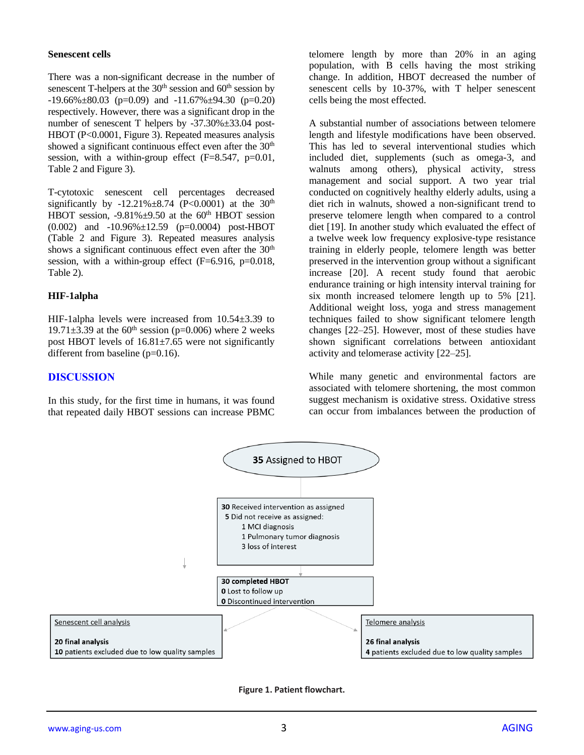### Senescent cells

There was a non-significant decrease in the number of senescent T-helpers at the 30th session and 60th session by -19.66%±80.03 (p=0.09) and -11.67%±94.30 (p=0.20) respectively. However, there was a significant drop in the number of senescent T helpers by -37.30%±33.04 post-HBOT (P<0.0001, Figure 3). Repeated measures analysis showed a significant continuous effect even after the 30th session, with a within-group effect (F=8.547, p=0.01, Table 2 and Figure 3).

T-cytotoxic senescent cell percentages decreased significantly by -12.21%±8.74 (P<0.0001) at the 30th HBOT session, -9.81%±9.50 at the 60th HBOT session (0.002) and -10.96%±12.59 (p=0.0004) post-HBOT (Table 2 and Figure 3). Repeated measures analysis shows a significant continuous effect even after the 30th session, with a within-group effect (F=6.916, p=0.018, Table 2).

### HIF-1alpha

HIF-1alpha levels were increased from 10.54±3.39 to 19.71±3.39 at the 60th session (p=0.006) where 2 weeks post HBOT levels of 16.81±7.65 were not significantly different from baseline (p=0.16).

## DISCUSSION

In this study, for the first time in humans, it was found that repeated daily HBOT sessions can increase PBMC telomere length by more than 20% in an aging population, with B cells having the most striking change. In addition, HBOT decreased the number of senescent cells by 10-37%, with T helper senescent cells being the most effected.

A substantial number of associations between telomere length and lifestyle modifications have been observed. This has led to several interventional studies which included diet, supplements (such as omega-3, and walnuts among others), physical activity, stress management and social support. A two year trial conducted on cognitively healthy elderly adults, using a diet rich in walnuts, showed a non-significant trend to preserve telomere length when compared to a control diet [19]. In another study which evaluated the effect of a twelve week low frequency explosive-type resistance training in elderly people, telomere length was better preserved in the intervention group without a significant increase [20]. A recent study found that aerobic endurance training or high intensity interval training for six month increased telomere length up to 5% [21]. Additional weight loss, yoga and stress management techniques failed to show significant telomere length changes [22–25]. However, most of these studies have shown significant correlations between antioxidant activity and telomerase activity [22–25].

While many genetic and environmental factors are associated with telomere shortening, the most common suggest mechanism is oxidative stress. Oxidative stress can occur from imbalances between the production of

**35** Assigned to HBOT

**30** Received intervention as assigned
**5** Did not receive as assigned:
1 MCI diagnosis
1 Pulmonary tumor diagnosis
3 loss of interest

**30 completed HBOT**
**0** Lost to follow up
**0** Discontinued intervention

Senescent cell analysis
**20 final analysis**
**10** patients excluded due to low quality samples

Telomere analysis
**26 final analysis**
**4** patients excluded due to low quality samples

**Figure 1. Patient flowchart.**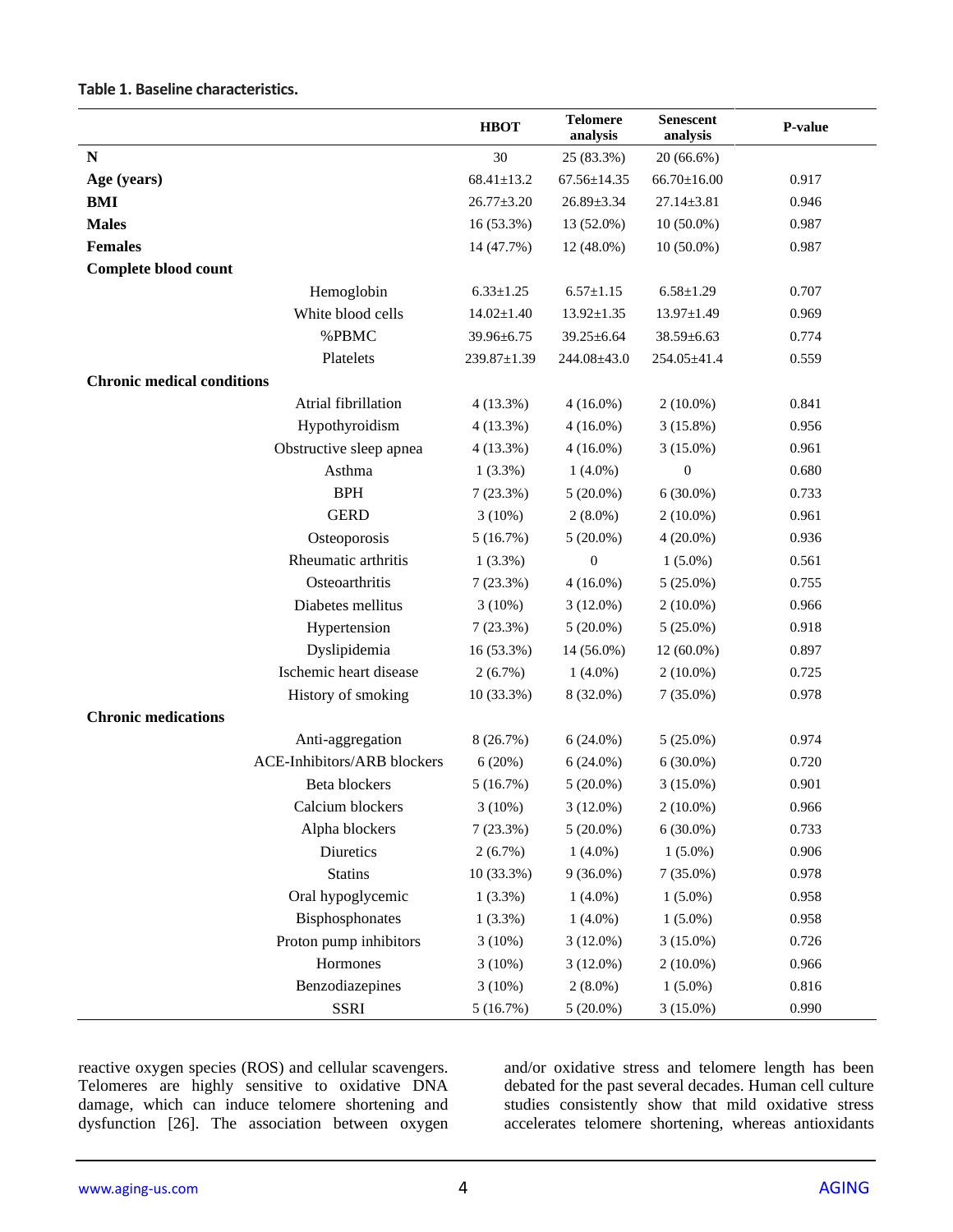**Table 1. Baseline characteristics.**

| | | HBOT | Telomere analysis | Senescent analysis | P-value |
|---|---|---|---|---|---|
| **N** | | 30 | 25 (83.3%) | 20 (66.6%) | |
| **Age (years)** | | 68.41±13.2 | 67.56±14.35 | 66.70±16.00 | 0.917 |
| **BMI** | | 26.77±3.20 | 26.89±3.34 | 27.14±3.81 | 0.946 |
| **Males** | | 16 (53.3%) | 13 (52.0%) | 10 (50.0%) | 0.987 |
| **Females** | | 14 (47.7%) | 12 (48.0%) | 10 (50.0%) | 0.987 |
| **Complete blood count** | | | | | |
| | Hemoglobin | 6.33±1.25 | 6.57±1.15 | 6.58±1.29 | 0.707 |
| | White blood cells | 14.02±1.40 | 13.92±1.35 | 13.97±1.49 | 0.969 |
| | %PBMC | 39.96±6.75 | 39.25±6.64 | 38.59±6.63 | 0.774 |
| | Platelets | 239.87±1.39 | 244.08±43.0 | 254.05±41.4 | 0.559 |
| **Chronic medical conditions** | | | | | |
| | Atrial fibrillation | 4 (13.3%) | 4 (16.0%) | 2 (10.0%) | 0.841 |
| | Hypothyroidism | 4 (13.3%) | 4 (16.0%) | 3 (15.8%) | 0.956 |
| | Obstructive sleep apnea | 4 (13.3%) | 4 (16.0%) | 3 (15.0%) | 0.961 |
| | Asthma | 1 (3.3%) | 1 (4.0%) | 0 | 0.680 |
| | BPH | 7 (23.3%) | 5 (20.0%) | 6 (30.0%) | 0.733 |
| | GERD | 3 (10%) | 2 (8.0%) | 2 (10.0%) | 0.961 |
| | Osteoporosis | 5 (16.7%) | 5 (20.0%) | 4 (20.0%) | 0.936 |
| | Rheumatic arthritis | 1 (3.3%) | 0 | 1 (5.0%) | 0.561 |
| | Osteoarthritis | 7 (23.3%) | 4 (16.0%) | 5 (25.0%) | 0.755 |
| | Diabetes mellitus | 3 (10%) | 3 (12.0%) | 2 (10.0%) | 0.966 |
| | Hypertension | 7 (23.3%) | 5 (20.0%) | 5 (25.0%) | 0.918 |
| | Dyslipidemia | 16 (53.3%) | 14 (56.0%) | 12 (60.0%) | 0.897 |
| | Ischemic heart disease | 2 (6.7%) | 1 (4.0%) | 2 (10.0%) | 0.725 |
| | History of smoking | 10 (33.3%) | 8 (32.0%) | 7 (35.0%) | 0.978 |
| **Chronic medications** | | | | | |
| | Anti-aggregation | 8 (26.7%) | 6 (24.0%) | 5 (25.0%) | 0.974 |
| | ACE-Inhibitors/ARB blockers | 6 (20%) | 6 (24.0%) | 6 (30.0%) | 0.720 |
| | Beta blockers | 5 (16.7%) | 5 (20.0%) | 3 (15.0%) | 0.901 |
| | Calcium blockers | 3 (10%) | 3 (12.0%) | 2 (10.0%) | 0.966 |
| | Alpha blockers | 7 (23.3%) | 5 (20.0%) | 6 (30.0%) | 0.733 |
| | Diuretics | 2 (6.7%) | 1 (4.0%) | 1 (5.0%) | 0.906 |
| | Statins | 10 (33.3%) | 9 (36.0%) | 7 (35.0%) | 0.978 |
| | Oral hypoglycemic | 1 (3.3%) | 1 (4.0%) | 1 (5.0%) | 0.958 |
| | Bisphosphonates | 1 (3.3%) | 1 (4.0%) | 1 (5.0%) | 0.958 |
| | Proton pump inhibitors | 3 (10%) | 3 (12.0%) | 3 (15.0%) | 0.726 |
| | Hormones | 3 (10%) | 3 (12.0%) | 2 (10.0%) | 0.966 |
| | Benzodiazepines | 3 (10%) | 2 (8.0%) | 1 (5.0%) | 0.816 |
| | SSRI | 5 (16.7%) | 5 (20.0%) | 3 (15.0%) | 0.990 |

reactive oxygen species (ROS) and cellular scavengers. Telomeres are highly sensitive to oxidative DNA damage, which can induce telomere shortening and dysfunction [26]. The association between oxygen and/or oxidative stress and telomere length has been debated for the past several decades. Human cell culture studies consistently show that mild oxidative stress accelerates telomere shortening, whereas antioxidants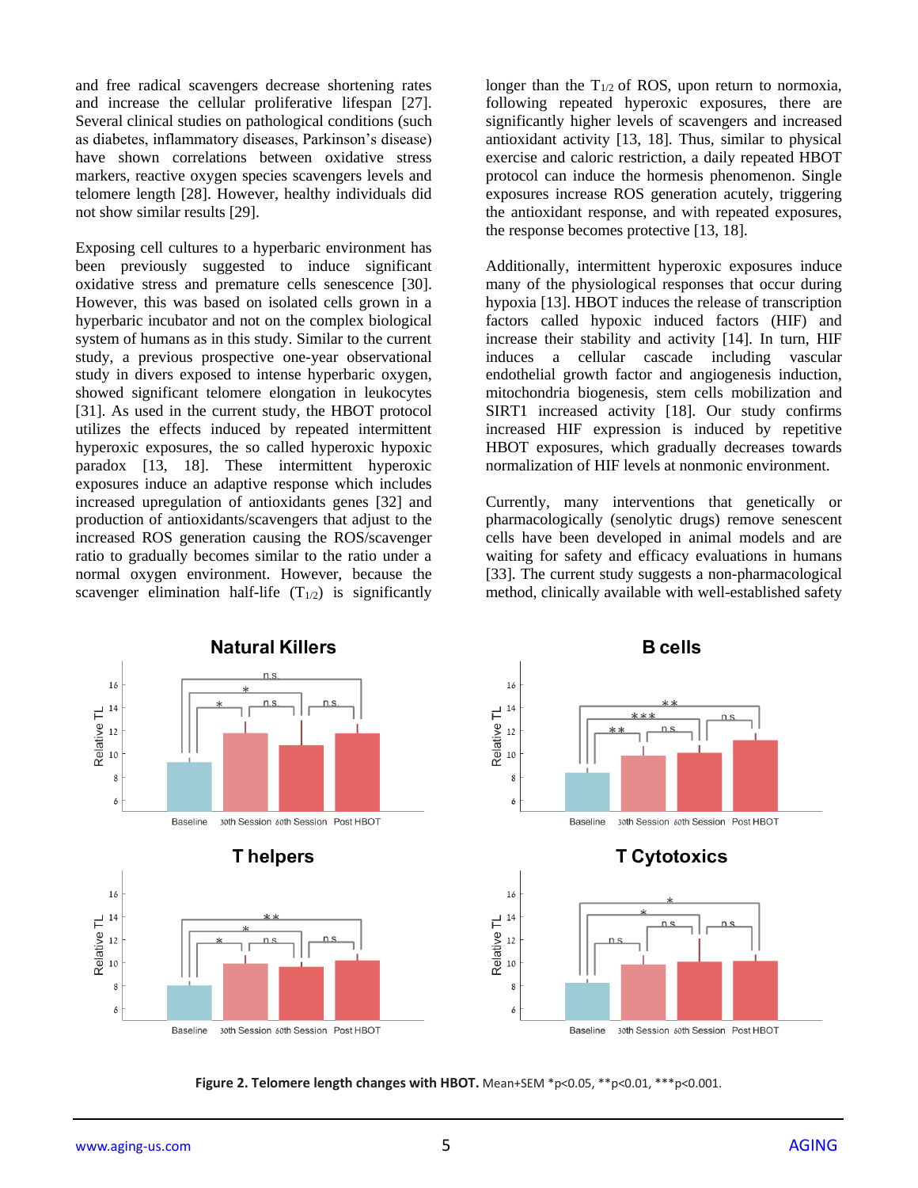and free radical scavengers decrease shortening rates and increase the cellular proliferative lifespan [27]. Several clinical studies on pathological conditions (such as diabetes, inflammatory diseases, Parkinson's disease) have shown correlations between oxidative stress markers, reactive oxygen species scavengers levels and telomere length [28]. However, healthy individuals did not show similar results [29].

Exposing cell cultures to a hyperbaric environment has been previously suggested to induce significant oxidative stress and premature cells senescence [30]. However, this was based on isolated cells grown in a hyperbaric incubator and not on the complex biological system of humans as in this study. Similar to the current study, a previous prospective one-year observational study in divers exposed to intense hyperbaric oxygen, showed significant telomere elongation in leukocytes [31]. As used in the current study, the HBOT protocol utilizes the effects induced by repeated intermittent hyperoxic exposures, the so called hyperoxic hypoxic paradox [13, 18]. These intermittent hyperoxic exposures induce an adaptive response which includes increased upregulation of antioxidants genes [32] and production of antioxidants/scavengers that adjust to the increased ROS generation causing the ROS/scavenger ratio to gradually becomes similar to the ratio under a normal oxygen environment. However, because the scavenger elimination half-life ($T_{1/2}$) is significantly longer than the $T_{1/2}$ of ROS, upon return to normoxia, following repeated hyperoxic exposures, there are significantly higher levels of scavengers and increased antioxidant activity [13, 18]. Thus, similar to physical exercise and caloric restriction, a daily repeated HBOT protocol can induce the hormesis phenomenon. Single exposures increase ROS generation acutely, triggering the antioxidant response, and with repeated exposures, the response becomes protective [13, 18].

Additionally, intermittent hyperoxic exposures induce many of the physiological responses that occur during hypoxia [13]. HBOT induces the release of transcription factors called hypoxic induced factors (HIF) and increase their stability and activity [14]. In turn, HIF induces a cellular cascade including vascular endothelial growth factor and angiogenesis induction, mitochondria biogenesis, stem cells mobilization and SIRT1 increased activity [18]. Our study confirms increased HIF expression is induced by repetitive HBOT exposures, which gradually decreases towards normalization of HIF levels at nonmonic environment.

Currently, many interventions that genetically or pharmacologically (senolytic drugs) remove senescent cells have been developed in animal models and are waiting for safety and efficacy evaluations in humans [33]. The current study suggests a non-pharmacological method, clinically available with well-established safety

**Figure 2. Telomere length changes with HBOT.** Mean+SEM *p<0.05, **p<0.01, ***p<0.001.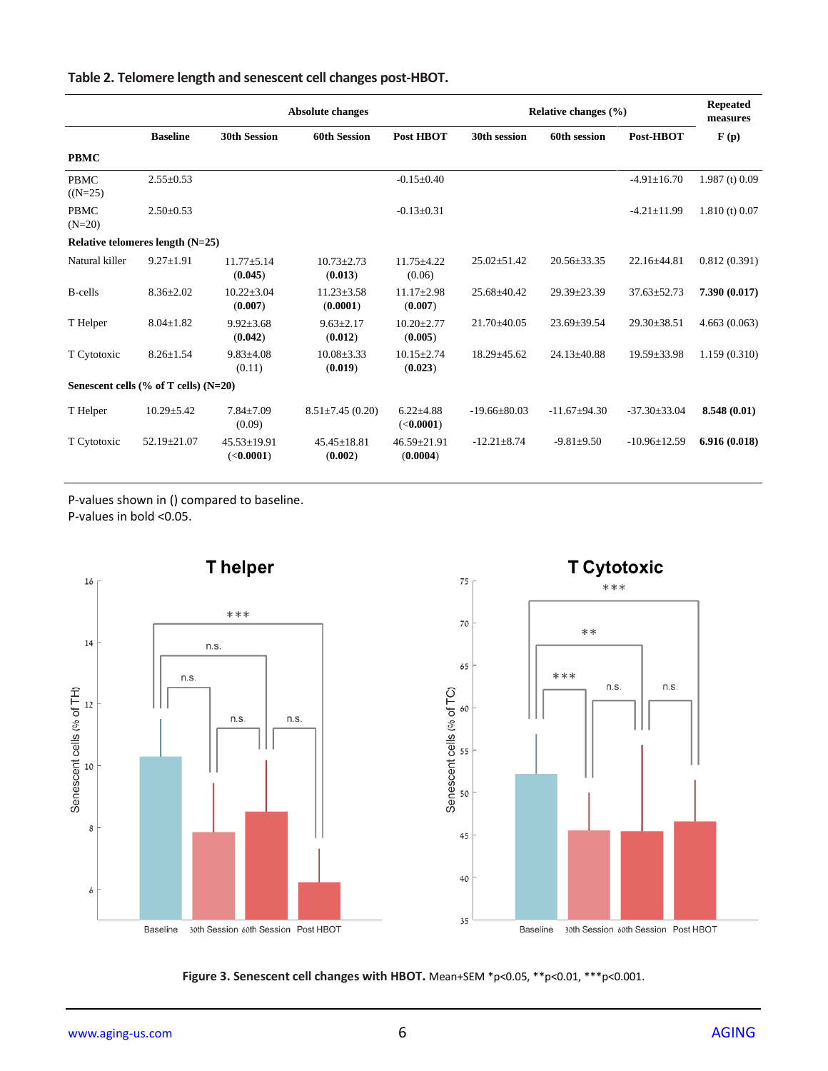**Table 2. Telomere length and senescent cell changes post-HBOT.**

| | Baseline | Absolute changes | | | Relative changes (%) | | | Repeated measures |
|---|---|---|---|---|---|---|---|---|
| | | 30th Session | 60th Session | Post HBOT | 30th session | 60th session | Post-HBOT | F (p) |
| **PBMC** | | | | | | | | |
| PBMC ((N=25) | 2.55±0.53 | | | -0.15±0.40 | | | -4.91±16.70 | 1.987 (t) 0.09 |
| PBMC (N=20) | 2.50±0.53 | | | -0.13±0.31 | | | -4.21±11.99 | 1.810 (t) 0.07 |
| **Relative telomeres length (N=25)** | | | | | | | | |
| Natural killer | 9.27±1.91 | 11.77±5.14 (**0.045**) | 10.73±2.73 (**0.013**) | 11.75±4.22 (0.06) | 25.02±51.42 | 20.56±33.35 | 22.16±44.81 | 0.812 (0.391) |
| B-cells | 8.36±2.02 | 10.22±3.04 (**0.007**) | 11.23±3.58 (**0.0001**) | 11.17±2.98 (**0.007**) | 25.68±40.42 | 29.39±23.39 | 37.63±52.73 | **7.390 (0.017)** |
| T Helper | 8.04±1.82 | 9.92±3.68 (**0.042**) | 9.63±2.17 (**0.012**) | 10.20±2.77 (**0.005**) | 21.70±40.05 | 23.69±39.54 | 29.30±38.51 | 4.663 (0.063) |
| T Cytotoxic | 8.26±1.54 | 9.83±4.08 (0.11) | 10.08±3.33 (**0.019**) | 10.15±2.74 (**0.023**) | 18.29±45.62 | 24.13±40.88 | 19.59±33.98 | 1.159 (0.310) |
| **Senescent cells (% of T cells) (N=20)** | | | | | | | | |
| T Helper | 10.29±5.42 | 7.84±7.09 (0.09) | 8.51±7.45 (0.20) | 6.22±4.88 (**<0.0001**) | -19.66±80.03 | -11.67±94.30 | -37.30±33.04 | **8.548 (0.01)** |
| T Cytotoxic | 52.19±21.07 | 45.53±19.91 (**<0.0001**) | 45.45±18.81 (**0.002**) | 46.59±21.91 (**0.0004**) | -12.21±8.74 | -9.81±9.50 | -10.96±12.59 | **6.916 (0.018)** |

P-values shown in () compared to baseline.
P-values in bold <0.05.

**Figure 3. Senescent cell changes with HBOT.** Mean+SEM *p<0.05, **p<0.01, ***p<0.001.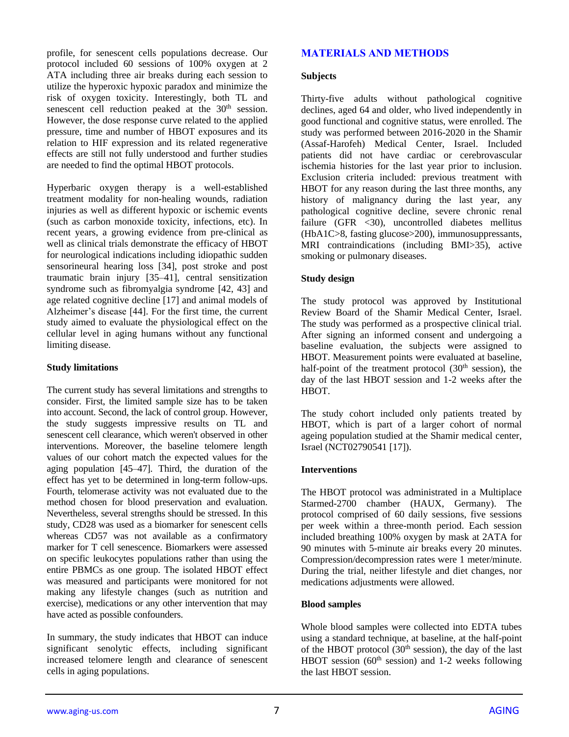profile, for senescent cells populations decrease. Our protocol included 60 sessions of 100% oxygen at 2 ATA including three air breaks during each session to utilize the hyperoxic hypoxic paradox and minimize the risk of oxygen toxicity. Interestingly, both TL and senescent cell reduction peaked at the 30th session. However, the dose response curve related to the applied pressure, time and number of HBOT exposures and its relation to HIF expression and its related regenerative effects are still not fully understood and further studies are needed to find the optimal HBOT protocols.

Hyperbaric oxygen therapy is a well-established treatment modality for non-healing wounds, radiation injuries as well as different hypoxic or ischemic events (such as carbon monoxide toxicity, infections, etc). In recent years, a growing evidence from pre-clinical as well as clinical trials demonstrate the efficacy of HBOT for neurological indications including idiopathic sudden sensorineural hearing loss [34], post stroke and post traumatic brain injury [35–41], central sensitization syndrome such as fibromyalgia syndrome [42, 43] and age related cognitive decline [17] and animal models of Alzheimer's disease [44]. For the first time, the current study aimed to evaluate the physiological effect on the cellular level in aging humans without any functional limiting disease.

### Study limitations

The current study has several limitations and strengths to consider. First, the limited sample size has to be taken into account. Second, the lack of control group. However, the study suggests impressive results on TL and senescent cell clearance, which weren't observed in other interventions. Moreover, the baseline telomere length values of our cohort match the expected values for the aging population [45–47]. Third, the duration of the effect has yet to be determined in long-term follow-ups. Fourth, telomerase activity was not evaluated due to the method chosen for blood preservation and evaluation. Nevertheless, several strengths should be stressed. In this study, CD28 was used as a biomarker for senescent cells whereas CD57 was not available as a confirmatory marker for T cell senescence. Biomarkers were assessed on specific leukocytes populations rather than using the entire PBMCs as one group. The isolated HBOT effect was measured and participants were monitored for not making any lifestyle changes (such as nutrition and exercise), medications or any other intervention that may have acted as possible confounders.

In summary, the study indicates that HBOT can induce significant senolytic effects, including significant increased telomere length and clearance of senescent cells in aging populations.

## MATERIALS AND METHODS

### Subjects

Thirty-five adults without pathological cognitive declines, aged 64 and older, who lived independently in good functional and cognitive status, were enrolled. The study was performed between 2016-2020 in the Shamir (Assaf-Harofeh) Medical Center, Israel. Included patients did not have cardiac or cerebrovascular ischemia histories for the last year prior to inclusion. Exclusion criteria included: previous treatment with HBOT for any reason during the last three months, any history of malignancy during the last year, any pathological cognitive decline, severe chronic renal failure (GFR <30), uncontrolled diabetes mellitus (HbA1C>8, fasting glucose>200), immunosuppressants, MRI contraindications (including BMI>35), active smoking or pulmonary diseases.

### Study design

The study protocol was approved by Institutional Review Board of the Shamir Medical Center, Israel. The study was performed as a prospective clinical trial. After signing an informed consent and undergoing a baseline evaluation, the subjects were assigned to HBOT. Measurement points were evaluated at baseline, half-point of the treatment protocol (30th session), the day of the last HBOT session and 1-2 weeks after the HBOT.

The study cohort included only patients treated by HBOT, which is part of a larger cohort of normal ageing population studied at the Shamir medical center, Israel (NCT02790541 [17]).

### Interventions

The HBOT protocol was administrated in a Multiplace Starmed-2700 chamber (HAUX, Germany). The protocol comprised of 60 daily sessions, five sessions per week within a three-month period. Each session included breathing 100% oxygen by mask at 2ATA for 90 minutes with 5-minute air breaks every 20 minutes. Compression/decompression rates were 1 meter/minute. During the trial, neither lifestyle and diet changes, nor medications adjustments were allowed.

### Blood samples

Whole blood samples were collected into EDTA tubes using a standard technique, at baseline, at the half-point of the HBOT protocol (30th session), the day of the last HBOT session (60th session) and 1-2 weeks following the last HBOT session.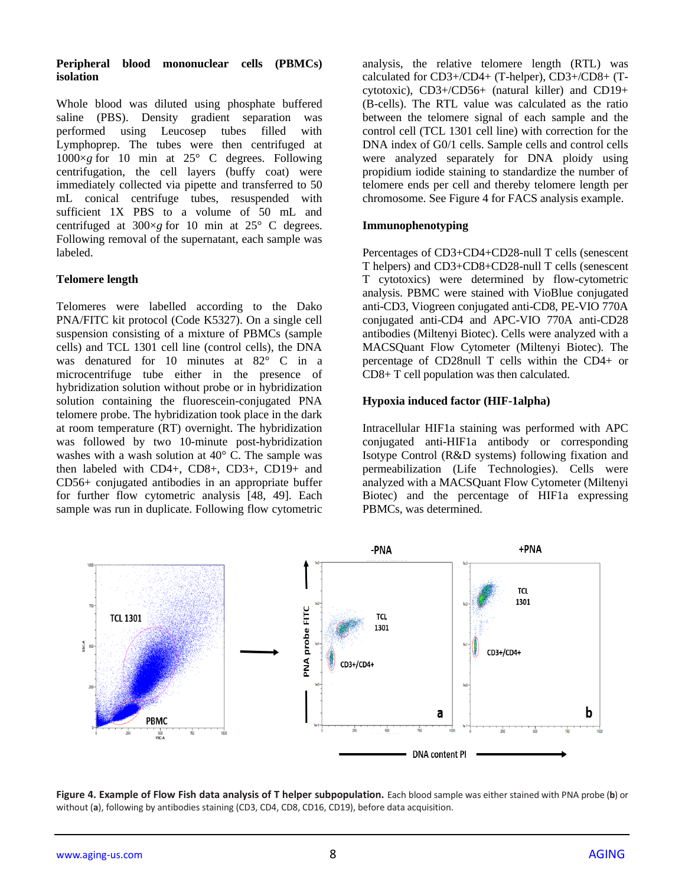### Peripheral blood mononuclear cells (PBMCs) isolation

Whole blood was diluted using phosphate buffered saline (PBS). Density gradient separation was performed using Leucosep tubes filled with Lymphoprep. The tubes were then centrifuged at 1000×*g* for 10 min at 25° C degrees. Following centrifugation, the cell layers (buffy coat) were immediately collected via pipette and transferred to 50 mL conical centrifuge tubes, resuspended with sufficient 1X PBS to a volume of 50 mL and centrifuged at 300×*g* for 10 min at 25° C degrees. Following removal of the supernatant, each sample was labeled.

### Telomere length

Telomeres were labelled according to the Dako PNA/FITC kit protocol (Code K5327). On a single cell suspension consisting of a mixture of PBMCs (sample cells) and TCL 1301 cell line (control cells), the DNA was denatured for 10 minutes at 82° C in a microcentrifuge tube either in the presence of hybridization solution without probe or in hybridization solution containing the fluorescein-conjugated PNA telomere probe. The hybridization took place in the dark at room temperature (RT) overnight. The hybridization was followed by two 10-minute post-hybridization washes with a wash solution at 40° C. The sample was then labeled with CD4+, CD8+, CD3+, CD19+ and CD56+ conjugated antibodies in an appropriate buffer for further flow cytometric analysis [48, 49]. Each sample was run in duplicate. Following flow cytometric analysis, the relative telomere length (RTL) was calculated for CD3+/CD4+ (T-helper), CD3+/CD8+ (T-cytotoxic), CD3+/CD56+ (natural killer) and CD19+ (B-cells). The RTL value was calculated as the ratio between the telomere signal of each sample and the control cell (TCL 1301 cell line) with correction for the DNA index of G0/1 cells. Sample cells and control cells were analyzed separately for DNA ploidy using propidium iodide staining to standardize the number of telomere ends per cell and thereby telomere length per chromosome. See Figure 4 for FACS analysis example.

### Immunophenotyping

Percentages of CD3+CD4+CD28-null T cells (senescent T helpers) and CD3+CD8+CD28-null T cells (senescent T cytotoxics) were determined by flow-cytometric analysis. PBMC were stained with VioBlue conjugated anti-CD3, Viogreen conjugated anti-CD8, PE-VIO 770A conjugated anti-CD4 and APC-VIO 770A anti-CD28 antibodies (Miltenyi Biotec). Cells were analyzed with a MACSQuant Flow Cytometer (Miltenyi Biotec). The percentage of CD28null T cells within the CD4+ or CD8+ T cell population was then calculated.

### Hypoxia induced factor (HIF-1alpha)

Intracellular HIF1a staining was performed with APC conjugated anti-HIF1a antibody or corresponding Isotype Control (R&D systems) following fixation and permeabilization (Life Technologies). Cells were analyzed with a MACSQuant Flow Cytometer (Miltenyi Biotec) and the percentage of HIF1a expressing PBMCs, was determined.

**Figure 4. Example of Flow Fish data analysis of T helper subpopulation.** Each blood sample was either stained with PNA probe (**b**) or without (**a**), following by antibodies staining (CD3, CD4, CD8, CD16, CD19), before data acquisition.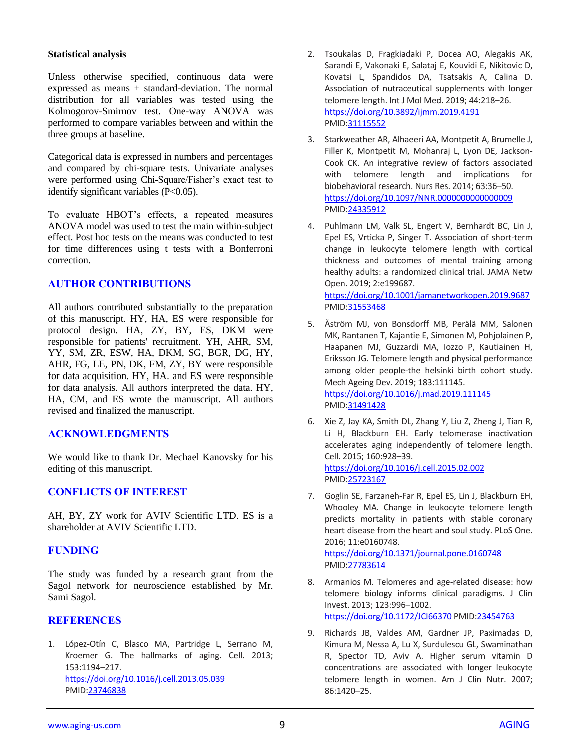### Statistical analysis

Unless otherwise specified, continuous data were expressed as means ± standard-deviation. The normal distribution for all variables was tested using the Kolmogorov-Smirnov test. One-way ANOVA was performed to compare variables between and within the three groups at baseline.

Categorical data is expressed in numbers and percentages and compared by chi-square tests. Univariate analyses were performed using Chi-Square/Fisher's exact test to identify significant variables ($P<0.05$).

To evaluate HBOT's effects, a repeated measures ANOVA model was used to test the main within-subject effect. Post hoc tests on the means was conducted to test for time differences using t tests with a Bonferroni correction.

## AUTHOR CONTRIBUTIONS

All authors contributed substantially to the preparation of this manuscript. HY, HA, ES were responsible for protocol design. HA, ZY, BY, ES, DKM were responsible for patients' recruitment. YH, AHR, SM, YY, SM, ZR, ESW, HA, DKM, SG, BGR, DG, HY, AHR, FG, LE, PN, DK, FM, ZY, BY were responsible for data acquisition. HY, HA. and ES were responsible for data analysis. All authors interpreted the data. HY, HA, CM, and ES wrote the manuscript. All authors revised and finalized the manuscript.

## ACKNOWLEDGMENTS

We would like to thank Dr. Mechael Kanovsky for his editing of this manuscript.

## CONFLICTS OF INTEREST

AH, BY, ZY work for AVIV Scientific LTD. ES is a shareholder at AVIV Scientific LTD.

## FUNDING

The study was funded by a research grant from the Sagol network for neuroscience established by Mr. Sami Sagol.

## REFERENCES

1. López-Otín C, Blasco MA, Partridge L, Serrano M, Kroemer G. The hallmarks of aging. Cell. 2013; 153:1194–217. https://doi.org/10.1016/j.cell.2013.05.039 PMID:23746838

2. Tsoukalas D, Fragkiadaki P, Docea AO, Alegakis AK, Sarandi E, Vakonaki E, Salataj E, Kouvidi E, Nikitovic D, Kovatsi L, Spandidos DA, Tsatsakis A, Calina D. Association of nutraceutical supplements with longer telomere length. Int J Mol Med. 2019; 44:218–26. https://doi.org/10.3892/ijmm.2019.4191 PMID:31115552

3. Starkweather AR, Alhaeeri AA, Montpetit A, Brumelle J, Filler K, Montpetit M, Mohanraj L, Lyon DE, Jackson-Cook CK. An integrative review of factors associated with telomere length and implications for biobehavioral research. Nurs Res. 2014; 63:36–50. https://doi.org/10.1097/NNR.0000000000000009 PMID:24335912

4. Puhlmann LM, Valk SL, Engert V, Bernhardt BC, Lin J, Epel ES, Vrticka P, Singer T. Association of short-term change in leukocyte telomere length with cortical thickness and outcomes of mental training among healthy adults: a randomized clinical trial. JAMA Netw Open. 2019; 2:e199687. https://doi.org/10.1001/jamanetworkopen.2019.9687 PMID:31553468

5. Åström MJ, von Bonsdorff MB, Perälä MM, Salonen MK, Rantanen T, Kajantie E, Simonen M, Pohjolainen P, Haapanen MJ, Guzzardi MA, Iozzo P, Kautiainen H, Eriksson JG. Telomere length and physical performance among older people-the helsinki birth cohort study. Mech Ageing Dev. 2019; 183:111145. https://doi.org/10.1016/j.mad.2019.111145 PMID:31491428

6. Xie Z, Jay KA, Smith DL, Zhang Y, Liu Z, Zheng J, Tian R, Li H, Blackburn EH. Early telomerase inactivation accelerates aging independently of telomere length. Cell. 2015; 160:928–39. https://doi.org/10.1016/j.cell.2015.02.002 PMID:25723167

7. Goglin SE, Farzaneh-Far R, Epel ES, Lin J, Blackburn EH, Whooley MA. Change in leukocyte telomere length predicts mortality in patients with stable coronary heart disease from the heart and soul study. PLoS One. 2016; 11:e0160748. https://doi.org/10.1371/journal.pone.0160748 PMID:27783614

8. Armanios M. Telomeres and age-related disease: how telomere biology informs clinical paradigms. J Clin Invest. 2013; 123:996–1002. https://doi.org/10.1172/JCI66370 PMID:23454763

9. Richards JB, Valdes AM, Gardner JP, Paximadas D, Kimura M, Nessa A, Lu X, Surdulescu GL, Swaminathan R, Spector TD, Aviv A. Higher serum vitamin D concentrations are associated with longer leukocyte telomere length in women. Am J Clin Nutr. 2007; 86:1420–25.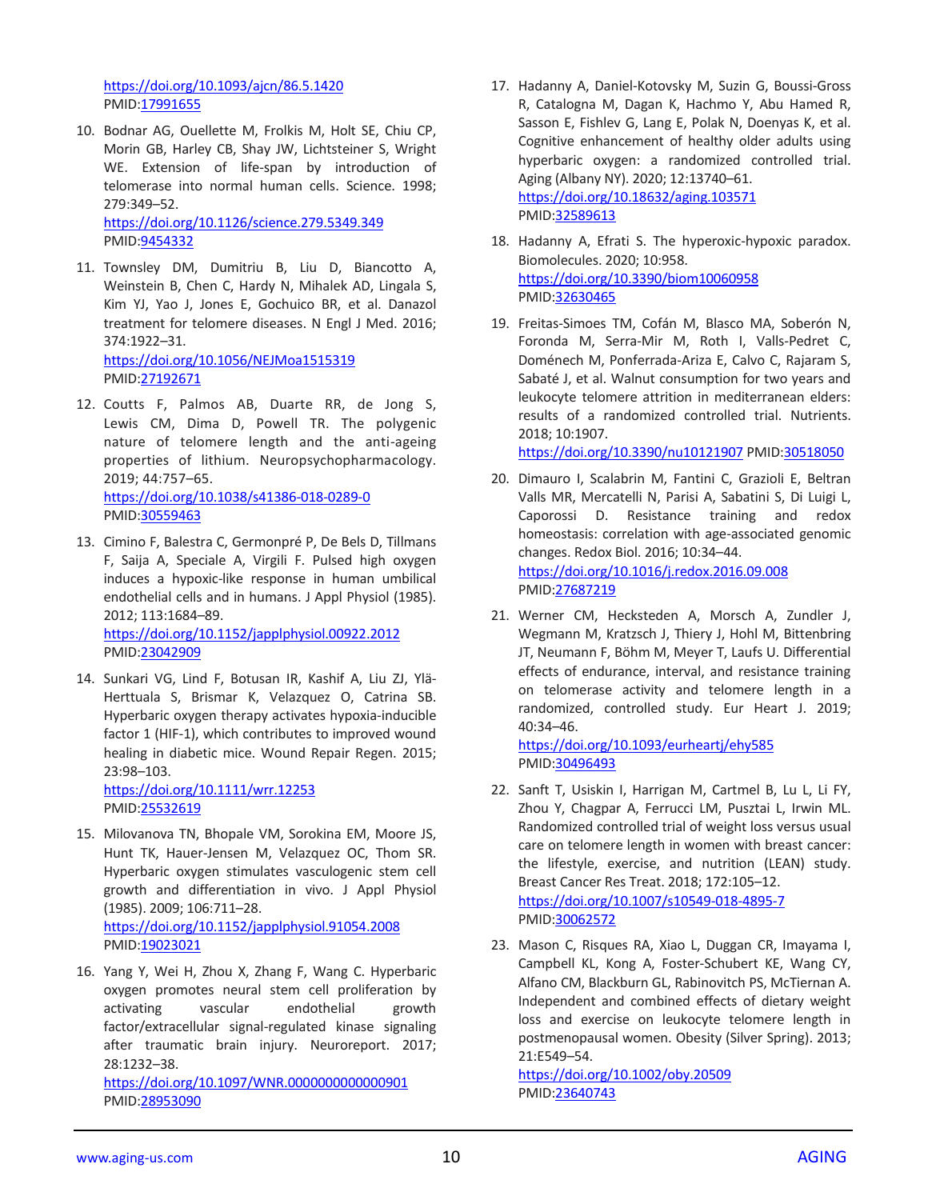https://doi.org/10.1093/ajcn/86.5.1420
PMID:17991655

10. Bodnar AG, Ouellette M, Frolkis M, Holt SE, Chiu CP, Morin GB, Harley CB, Shay JW, Lichtsteiner S, Wright WE. Extension of life-span by introduction of telomerase into normal human cells. Science. 1998; 279:349–52.
https://doi.org/10.1126/science.279.5349.349
PMID:9454332

11. Townsley DM, Dumitriu B, Liu D, Biancotto A, Weinstein B, Chen C, Hardy N, Mihalek AD, Lingala S, Kim YJ, Yao J, Jones E, Gochuico BR, et al. Danazol treatment for telomere diseases. N Engl J Med. 2016; 374:1922–31.
https://doi.org/10.1056/NEJMoa1515319
PMID:27192671

12. Coutts F, Palmos AB, Duarte RR, de Jong S, Lewis CM, Dima D, Powell TR. The polygenic nature of telomere length and the anti-ageing properties of lithium. Neuropsychopharmacology. 2019; 44:757–65.
https://doi.org/10.1038/s41386-018-0289-0
PMID:30559463

13. Cimino F, Balestra C, Germonpré P, De Bels D, Tillmans F, Saija A, Speciale A, Virgili F. Pulsed high oxygen induces a hypoxic-like response in human umbilical endothelial cells and in humans. J Appl Physiol (1985). 2012; 113:1684–89.
https://doi.org/10.1152/japplphysiol.00922.2012
PMID:23042909

14. Sunkari VG, Lind F, Botusan IR, Kashif A, Liu ZJ, Ylä-Herttuala S, Brismar K, Velazquez O, Catrina SB. Hyperbaric oxygen therapy activates hypoxia-inducible factor 1 (HIF-1), which contributes to improved wound healing in diabetic mice. Wound Repair Regen. 2015; 23:98–103.
https://doi.org/10.1111/wrr.12253
PMID:25532619

15. Milovanova TN, Bhopale VM, Sorokina EM, Moore JS, Hunt TK, Hauer-Jensen M, Velazquez OC, Thom SR. Hyperbaric oxygen stimulates vasculogenic stem cell growth and differentiation in vivo. J Appl Physiol (1985). 2009; 106:711–28.
https://doi.org/10.1152/japplphysiol.91054.2008
PMID:19023021

16. Yang Y, Wei H, Zhou X, Zhang F, Wang C. Hyperbaric oxygen promotes neural stem cell proliferation by activating vascular endothelial growth factor/extracellular signal-regulated kinase signaling after traumatic brain injury. Neuroreport. 2017; 28:1232–38.
https://doi.org/10.1097/WNR.0000000000000901
PMID:28953090

17. Hadanny A, Daniel-Kotovsky M, Suzin G, Boussi-Gross R, Catalogna M, Dagan K, Hachmo Y, Abu Hamed R, Sasson E, Fishlev G, Lang E, Polak N, Doenyas K, et al. Cognitive enhancement of healthy older adults using hyperbaric oxygen: a randomized controlled trial. Aging (Albany NY). 2020; 12:13740–61.
https://doi.org/10.18632/aging.103571
PMID:32589613

18. Hadanny A, Efrati S. The hyperoxic-hypoxic paradox. Biomolecules. 2020; 10:958.
https://doi.org/10.3390/biom10060958
PMID:32630465

19. Freitas-Simoes TM, Cofán M, Blasco MA, Soberón N, Foronda M, Serra-Mir M, Roth I, Valls-Pedret C, Doménech M, Ponferrada-Ariza E, Calvo C, Rajaram S, Sabaté J, et al. Walnut consumption for two years and leukocyte telomere attrition in mediterranean elders: results of a randomized controlled trial. Nutrients. 2018; 10:1907.
https://doi.org/10.3390/nu10121907 PMID:30518050

20. Dimauro I, Scalabrin M, Fantini C, Grazioli E, Beltran Valls MR, Mercatelli N, Parisi A, Sabatini S, Di Luigi L, Caporossi D. Resistance training and redox homeostasis: correlation with age-associated genomic changes. Redox Biol. 2016; 10:34–44.
https://doi.org/10.1016/j.redox.2016.09.008
PMID:27687219

21. Werner CM, Hecksteden A, Morsch A, Zundler J, Wegmann M, Kratzsch J, Thiery J, Hohl M, Bittenbring JT, Neumann F, Böhm M, Meyer T, Laufs U. Differential effects of endurance, interval, and resistance training on telomerase activity and telomere length in a randomized, controlled study. Eur Heart J. 2019; 40:34–46.
https://doi.org/10.1093/eurheartj/ehy585
PMID:30496493

22. Sanft T, Usiskin I, Harrigan M, Cartmel B, Lu L, Li FY, Zhou Y, Chagpar A, Ferrucci LM, Pusztai L, Irwin ML. Randomized controlled trial of weight loss versus usual care on telomere length in women with breast cancer: the lifestyle, exercise, and nutrition (LEAN) study. Breast Cancer Res Treat. 2018; 172:105–12.
https://doi.org/10.1007/s10549-018-4895-7
PMID:30062572

23. Mason C, Risques RA, Xiao L, Duggan CR, Imayama I, Campbell KL, Kong A, Foster-Schubert KE, Wang CY, Alfano CM, Blackburn GL, Rabinovitch PS, McTiernan A. Independent and combined effects of dietary weight loss and exercise on leukocyte telomere length in postmenopausal women. Obesity (Silver Spring). 2013; 21:E549–54.
https://doi.org/10.1002/oby.20509
PMID:23640743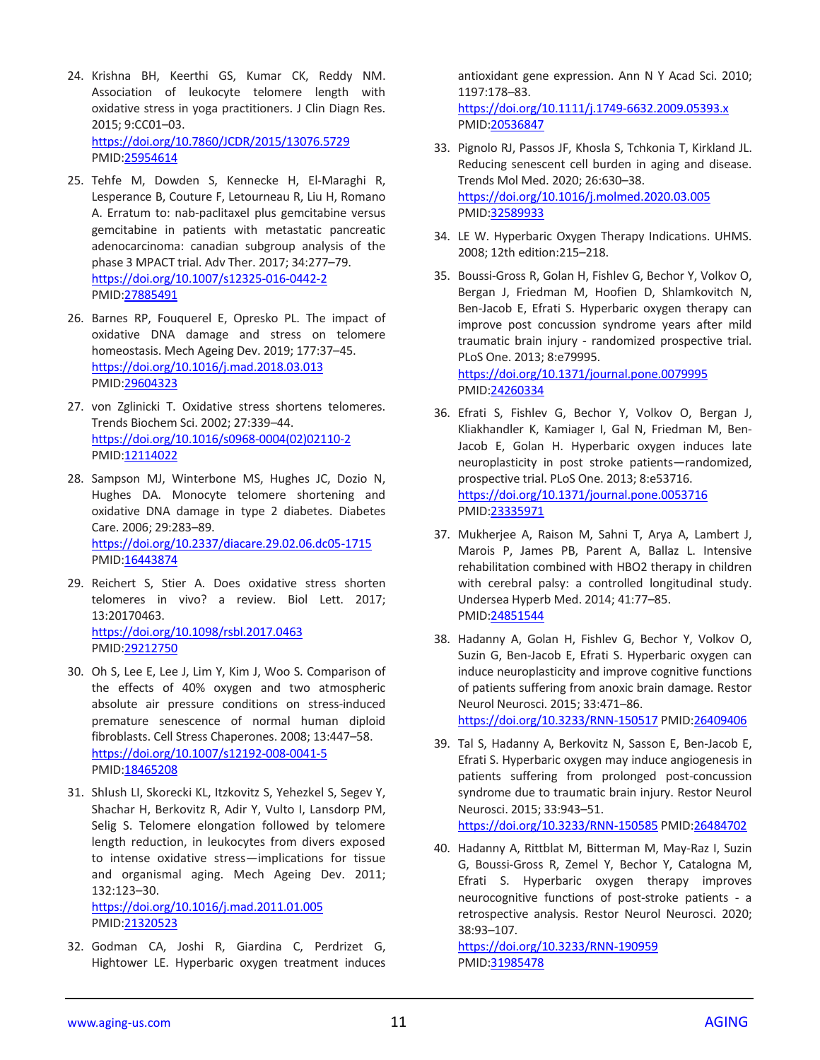24. Krishna BH, Keerthi GS, Kumar CK, Reddy NM. Association of leukocyte telomere length with oxidative stress in yoga practitioners. J Clin Diagn Res. 2015; 9:CC01–03.
https://doi.org/10.7860/JCDR/2015/13076.5729
PMID:25954614

25. Tehfe M, Dowden S, Kennecke H, El-Maraghi R, Lesperance B, Couture F, Letourneau R, Liu H, Romano A. Erratum to: nab-paclitaxel plus gemcitabine versus gemcitabine in patients with metastatic pancreatic adenocarcinoma: canadian subgroup analysis of the phase 3 MPACT trial. Adv Ther. 2017; 34:277–79.
https://doi.org/10.1007/s12325-016-0442-2
PMID:27885491

26. Barnes RP, Fouquerel E, Opresko PL. The impact of oxidative DNA damage and stress on telomere homeostasis. Mech Ageing Dev. 2019; 177:37–45.
https://doi.org/10.1016/j.mad.2018.03.013
PMID:29604323

27. von Zglinicki T. Oxidative stress shortens telomeres. Trends Biochem Sci. 2002; 27:339–44.
https://doi.org/10.1016/s0968-0004(02)02110-2
PMID:12114022

28. Sampson MJ, Winterbone MS, Hughes JC, Dozio N, Hughes DA. Monocyte telomere shortening and oxidative DNA damage in type 2 diabetes. Diabetes Care. 2006; 29:283–89.
https://doi.org/10.2337/diacare.29.02.06.dc05-1715
PMID:16443874

29. Reichert S, Stier A. Does oxidative stress shorten telomeres in vivo? a review. Biol Lett. 2017; 13:20170463.
https://doi.org/10.1098/rsbl.2017.0463
PMID:29212750

30. Oh S, Lee E, Lee J, Lim Y, Kim J, Woo S. Comparison of the effects of 40% oxygen and two atmospheric absolute air pressure conditions on stress-induced premature senescence of normal human diploid fibroblasts. Cell Stress Chaperones. 2008; 13:447–58.
https://doi.org/10.1007/s12192-008-0041-5
PMID:18465208

31. Shlush LI, Skorecki KL, Itzkovitz S, Yehezkel S, Segev Y, Shachar H, Berkovitz R, Adir Y, Vulto I, Lansdorp PM, Selig S. Telomere elongation followed by telomere length reduction, in leukocytes from divers exposed to intense oxidative stress—implications for tissue and organismal aging. Mech Ageing Dev. 2011; 132:123–30.
https://doi.org/10.1016/j.mad.2011.01.005
PMID:21320523

32. Godman CA, Joshi R, Giardina C, Perdrizet G, Hightower LE. Hyperbaric oxygen treatment induces antioxidant gene expression. Ann N Y Acad Sci. 2010; 1197:178–83.
https://doi.org/10.1111/j.1749-6632.2009.05393.x
PMID:20536847

33. Pignolo RJ, Passos JF, Khosla S, Tchkonia T, Kirkland JL. Reducing senescent cell burden in aging and disease. Trends Mol Med. 2020; 26:630–38.
https://doi.org/10.1016/j.molmed.2020.03.005
PMID:32589933

34. LE W. Hyperbaric Oxygen Therapy Indications. UHMS. 2008; 12th edition:215–218.

35. Boussi-Gross R, Golan H, Fishlev G, Bechor Y, Volkov O, Bergan J, Friedman M, Hoofien D, Shlamkovitch N, Ben-Jacob E, Efrati S. Hyperbaric oxygen therapy can improve post concussion syndrome years after mild traumatic brain injury - randomized prospective trial. PLoS One. 2013; 8:e79995.
https://doi.org/10.1371/journal.pone.0079995
PMID:24260334

36. Efrati S, Fishlev G, Bechor Y, Volkov O, Bergan J, Kliakhandler K, Kamiager I, Gal N, Friedman M, Ben-Jacob E, Golan H. Hyperbaric oxygen induces late neuroplasticity in post stroke patients—randomized, prospective trial. PLoS One. 2013; 8:e53716.
https://doi.org/10.1371/journal.pone.0053716
PMID:23335971

37. Mukherjee A, Raison M, Sahni T, Arya A, Lambert J, Marois P, James PB, Parent A, Ballaz L. Intensive rehabilitation combined with HBO2 therapy in children with cerebral palsy: a controlled longitudinal study. Undersea Hyperb Med. 2014; 41:77–85.
PMID:24851544

38. Hadanny A, Golan H, Fishlev G, Bechor Y, Volkov O, Suzin G, Ben-Jacob E, Efrati S. Hyperbaric oxygen can induce neuroplasticity and improve cognitive functions of patients suffering from anoxic brain damage. Restor Neurol Neurosci. 2015; 33:471–86.
https://doi.org/10.3233/RNN-150517 PMID:26409406

39. Tal S, Hadanny A, Berkovitz N, Sasson E, Ben-Jacob E, Efrati S. Hyperbaric oxygen may induce angiogenesis in patients suffering from prolonged post-concussion syndrome due to traumatic brain injury. Restor Neurol Neurosci. 2015; 33:943–51.
https://doi.org/10.3233/RNN-150585 PMID:26484702

40. Hadanny A, Rittblat M, Bitterman M, May-Raz I, Suzin G, Boussi-Gross R, Zemel Y, Bechor Y, Catalogna M, Efrati S. Hyperbaric oxygen therapy improves neurocognitive functions of post-stroke patients - a retrospective analysis. Restor Neurol Neurosci. 2020; 38:93–107.
https://doi.org/10.3233/RNN-190959
PMID:31985478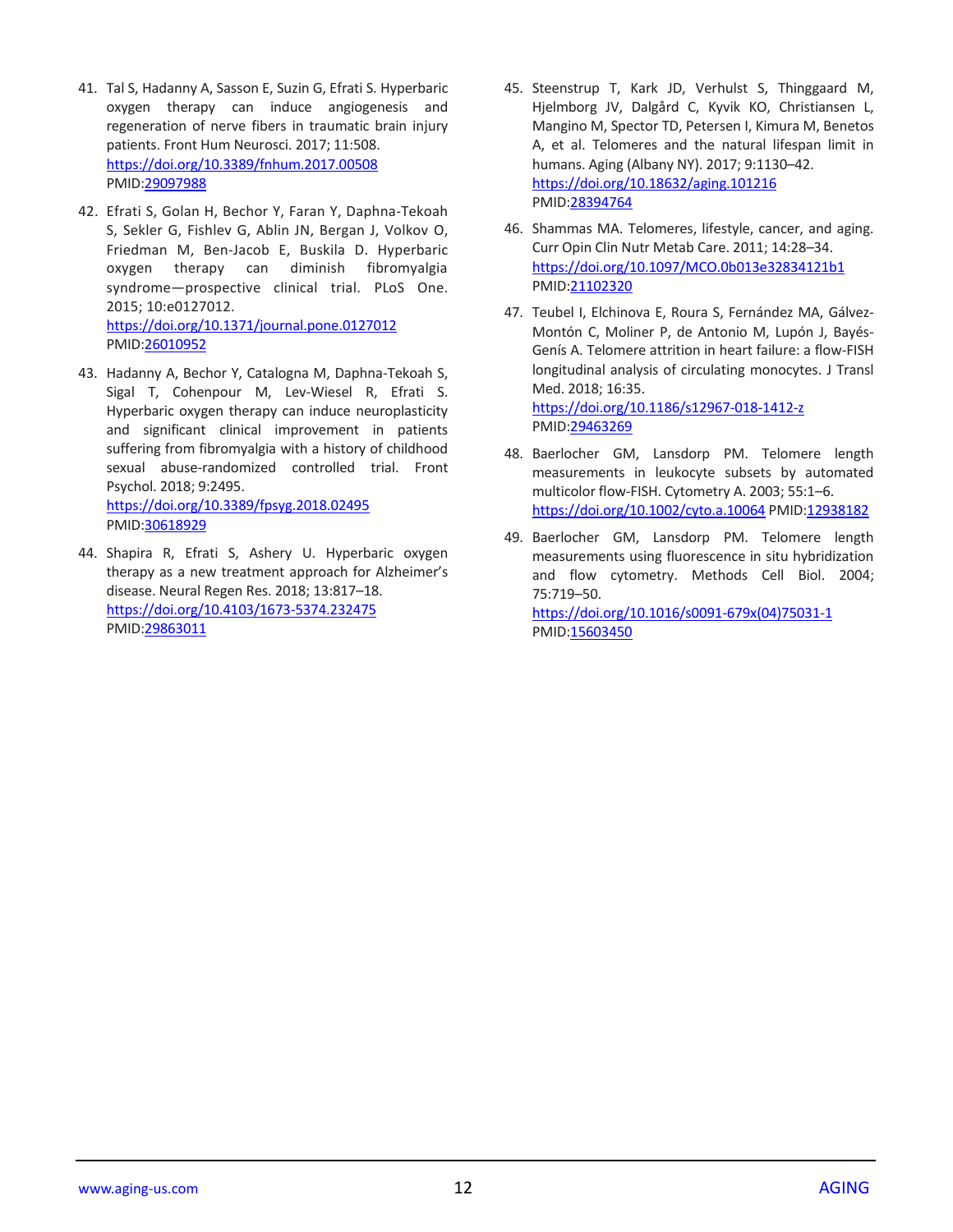41. Tal S, Hadanny A, Sasson E, Suzin G, Efrati S. Hyperbaric oxygen therapy can induce angiogenesis and regeneration of nerve fibers in traumatic brain injury patients. Front Hum Neurosci. 2017; 11:508. https://doi.org/10.3389/fnhum.2017.00508 PMID:29097988

42. Efrati S, Golan H, Bechor Y, Faran Y, Daphna-Tekoah S, Sekler G, Fishlev G, Ablin JN, Bergan J, Volkov O, Friedman M, Ben-Jacob E, Buskila D. Hyperbaric oxygen therapy can diminish fibromyalgia syndrome—prospective clinical trial. PLoS One. 2015; 10:e0127012. https://doi.org/10.1371/journal.pone.0127012 PMID:26010952

43. Hadanny A, Bechor Y, Catalogna M, Daphna-Tekoah S, Sigal T, Cohenpour M, Lev-Wiesel R, Efrati S. Hyperbaric oxygen therapy can induce neuroplasticity and significant clinical improvement in patients suffering from fibromyalgia with a history of childhood sexual abuse-randomized controlled trial. Front Psychol. 2018; 9:2495. https://doi.org/10.3389/fpsyg.2018.02495 PMID:30618929

44. Shapira R, Efrati S, Ashery U. Hyperbaric oxygen therapy as a new treatment approach for Alzheimer's disease. Neural Regen Res. 2018; 13:817–18. https://doi.org/10.4103/1673-5374.232475 PMID:29863011

45. Steenstrup T, Kark JD, Verhulst S, Thinggaard M, Hjelmborg JV, Dalgård C, Kyvik KO, Christiansen L, Mangino M, Spector TD, Petersen I, Kimura M, Benetos A, et al. Telomeres and the natural lifespan limit in humans. Aging (Albany NY). 2017; 9:1130–42. https://doi.org/10.18632/aging.101216 PMID:28394764

46. Shammas MA. Telomeres, lifestyle, cancer, and aging. Curr Opin Clin Nutr Metab Care. 2011; 14:28–34. https://doi.org/10.1097/MCO.0b013e32834121b1 PMID:21102320

47. Teubel I, Elchinova E, Roura S, Fernández MA, Gálvez-Montón C, Moliner P, de Antonio M, Lupón J, Bayés-Genís A. Telomere attrition in heart failure: a flow-FISH longitudinal analysis of circulating monocytes. J Transl Med. 2018; 16:35. https://doi.org/10.1186/s12967-018-1412-z PMID:29463269

48. Baerlocher GM, Lansdorp PM. Telomere length measurements in leukocyte subsets by automated multicolor flow-FISH. Cytometry A. 2003; 55:1–6. https://doi.org/10.1002/cyto.a.10064 PMID:12938182

49. Baerlocher GM, Lansdorp PM. Telomere length measurements using fluorescence in situ hybridization and flow cytometry. Methods Cell Biol. 2004; 75:719–50. https://doi.org/10.1016/s0091-679x(04)75031-1 PMID:15603450